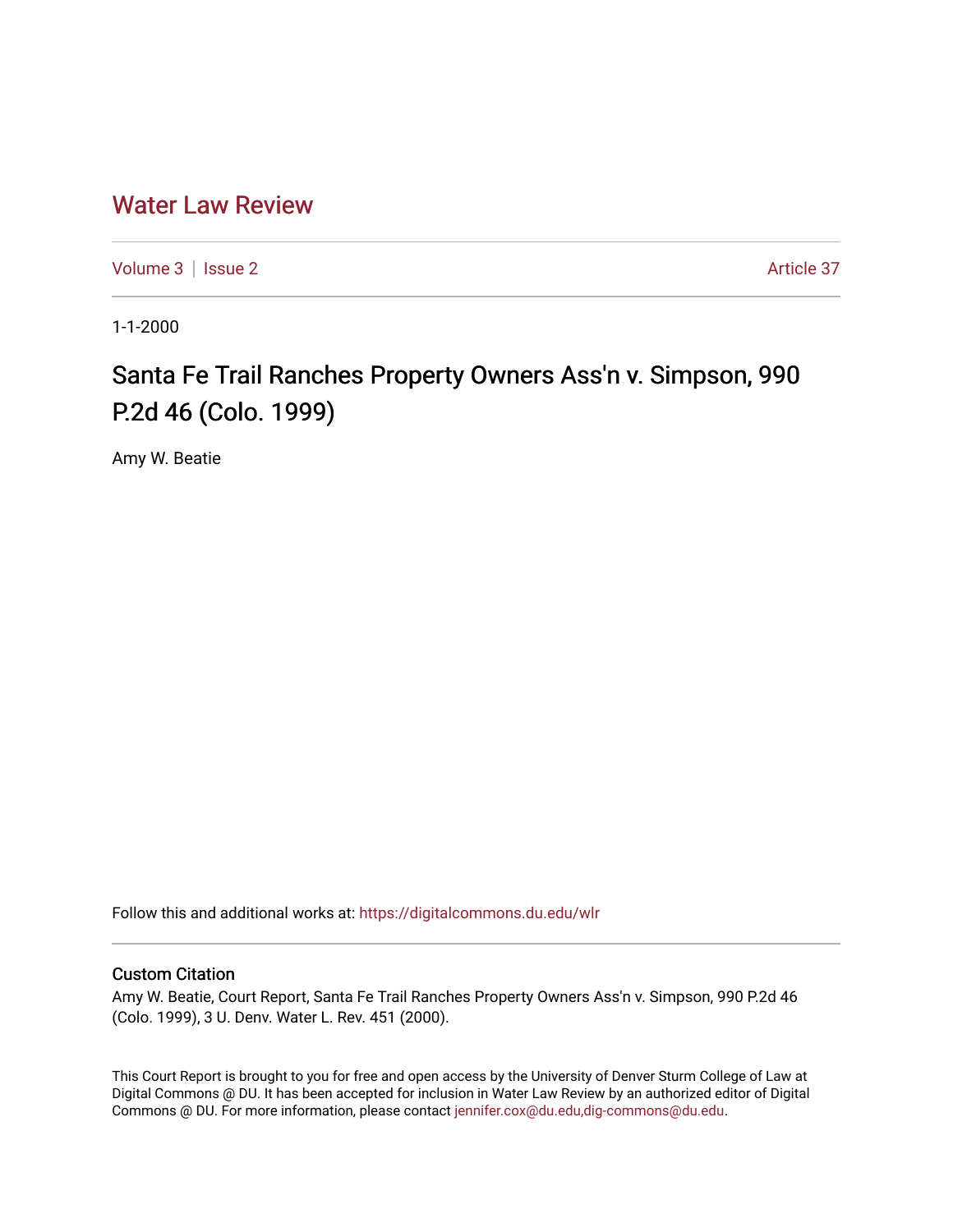# Water Law Review

Volume 3 | Issue 2 Article 37

1-1-2000

## Santa Fe Trail Ranches Property Owners Ass'n v. Simpson, 990 P.2d 46 (Colo. 1999)

Amy W. Beatie

Follow this and additional works at: https://digitalcommons.du.edu/wlr

### Custom Citation

Amy W. Beatie, Court Report, Santa Fe Trail Ranches Property Owners Ass'n v. Simpson, 990 P.2d 46 (Colo. 1999), 3 U. Denv. Water L. Rev. 451 (2000).

This Court Report is brought to you for free and open access by the University of Denver Sturm College of Law at Digital Commons @ DU. It has been accepted for inclusion in Water Law Review by an authorized editor of Digital Commons @ DU. For more information, please contact jennifer.cox@du.edu,dig-commons@du.edu.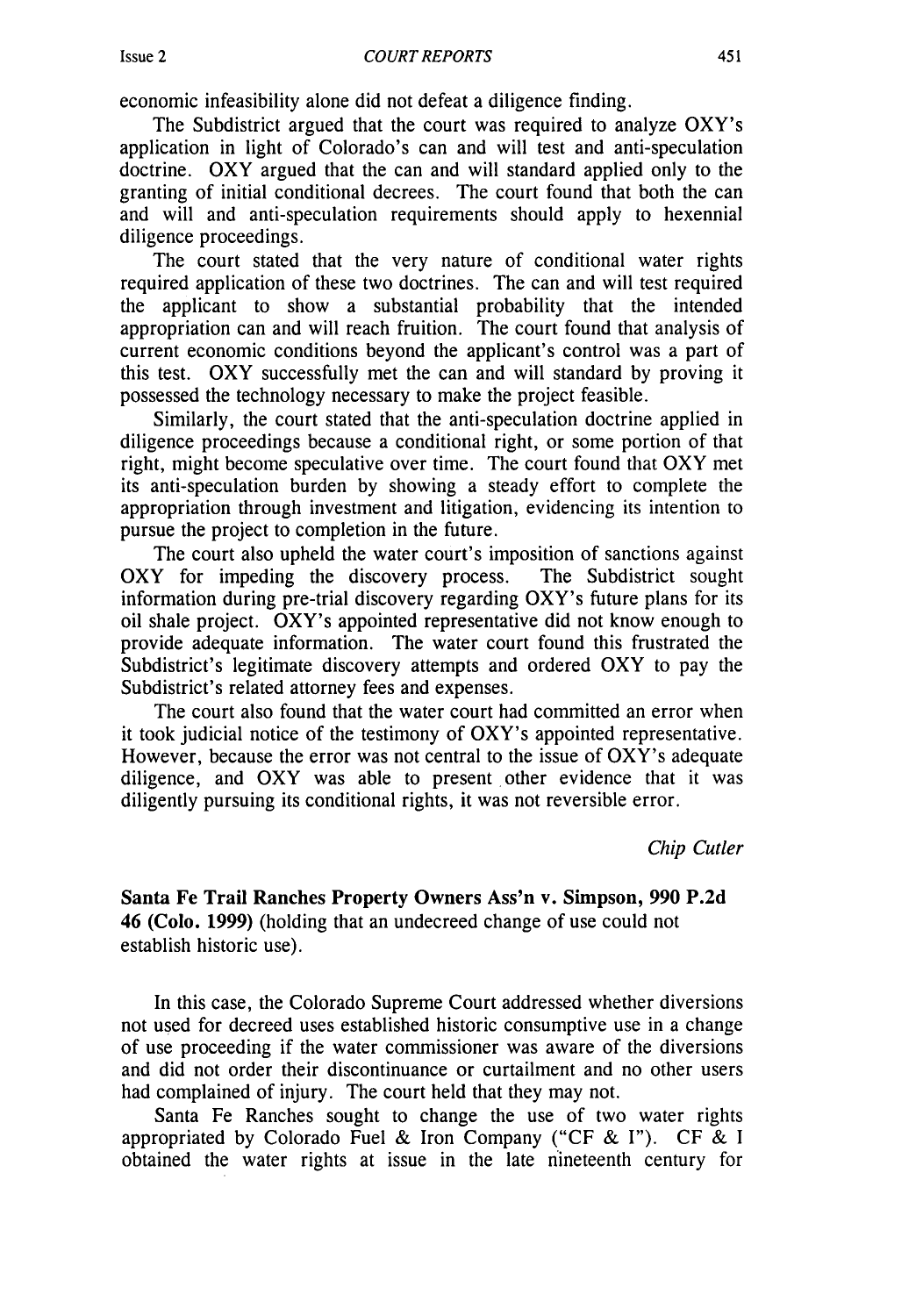economic infeasibility alone did not defeat a diligence finding.

The Subdistrict argued that the court was required to analyze OXY's application in light of Colorado's can and will test and anti-speculation doctrine. OXY argued that the can and will standard applied only to the granting of initial conditional decrees. The court found that both the can and will and anti-speculation requirements should apply to hexennial diligence proceedings.

The court stated that the very nature of conditional water rights required application of these two doctrines. The can and will test required the applicant to show a substantial probability that the intended appropriation can and will reach fruition. The court found that analysis of current economic conditions beyond the applicant's control was a part of this test. OXY successfully met the can and will standard by proving it possessed the technology necessary to make the project feasible.

Similarly, the court stated that the anti-speculation doctrine applied in diligence proceedings because a conditional right, or some portion of that right, might become speculative over time. The court found that OXY met its anti-speculation burden by showing a steady effort to complete the appropriation through investment and litigation, evidencing its intention to pursue the project to completion in the future.

The court also upheld the water court's imposition of sanctions against OXY for impeding the discovery process. The Subdistrict sought information during pre-trial discovery regarding OXY's future plans for its oil shale project. OXY's appointed representative did not know enough to provide adequate information. The water court found this frustrated the Subdistrict's legitimate discovery attempts and ordered OXY to pay the Subdistrict's related attorney fees and expenses.

The court also found that the water court had committed an error when it took judicial notice of the testimony of OXY's appointed representative. However, because the error was not central to the issue of OXY's adequate diligence, and OXY was able to present other evidence that it was diligently pursuing its conditional rights, it was not reversible error.

*Chip Cutler*

**Santa Fe Trail Ranches Property Owners Ass'n v. Simpson, 990 P.2d 46 (Colo. 1999)** (holding that an undecreed change of use could not establish historic use).

In this case, the Colorado Supreme Court addressed whether diversions not used for decreed uses established historic consumptive use in a change of use proceeding if the water commissioner was aware of the diversions and did not order their discontinuance or curtailment and no other users had complained of injury. The court held that they may not.

Santa Fe Ranches sought to change the use of two water rights appropriated by Colorado Fuel & Iron Company ("CF & I"). CF & I obtained the water rights at issue in the late nineteenth century for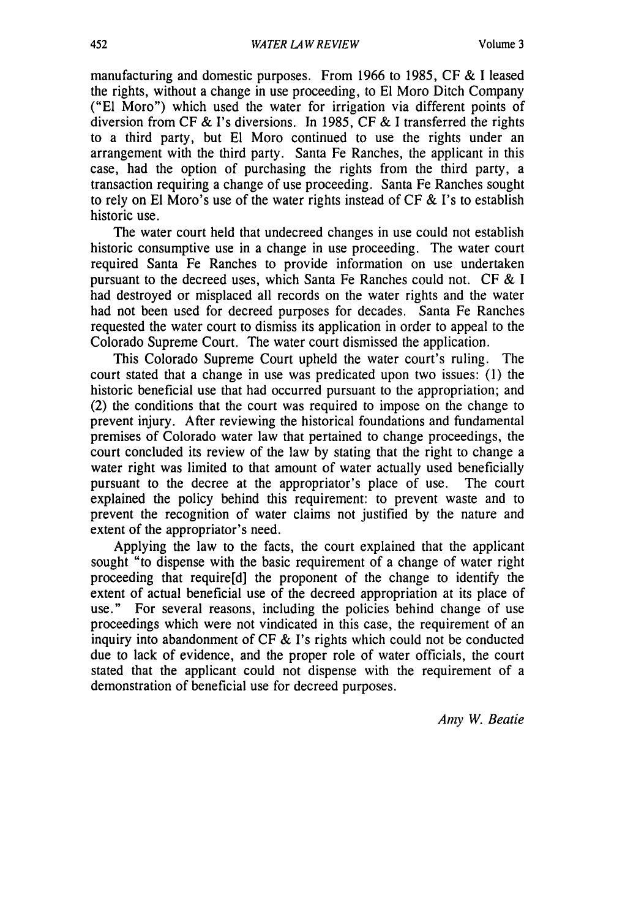manufacturing and domestic purposes. From 1966 to 1985, CF & I leased the rights, without a change in use proceeding, to El Moro Ditch Company ("El Moro") which used the water for irrigation via different points of diversion from CF & I's diversions. In 1985, CF & I transferred the rights to a third party, but El Moro continued to use the rights under an arrangement with the third party. Santa Fe Ranches, the applicant in this case, had the option of purchasing the rights from the third party, a transaction requiring a change of use proceeding. Santa Fe Ranches sought to rely on El Moro's use of the water rights instead of CF & I's to establish historic use.

The water court held that undecreed changes in use could not establish historic consumptive use in a change in use proceeding. The water court required Santa Fe Ranches to provide information on use undertaken pursuant to the decreed uses, which Santa Fe Ranches could not. CF & I had destroyed or misplaced all records on the water rights and the water had not been used for decreed purposes for decades. Santa Fe Ranches requested the water court to dismiss its application in order to appeal to the Colorado Supreme Court. The water court dismissed the application.

This Colorado Supreme Court upheld the water court's ruling. The court stated that a change in use was predicated upon two issues: (1) the historic beneficial use that had occurred pursuant to the appropriation; and (2) the conditions that the court was required to impose on the change to prevent injury. After reviewing the historical foundations and fundamental premises of Colorado water law that pertained to change proceedings, the court concluded its review of the law by stating that the right to change a water right was limited to that amount of water actually used beneficially pursuant to the decree at the appropriator's place of use. The court explained the policy behind this requirement: to prevent waste and to prevent the recognition of water claims not justified by the nature and extent of the appropriator's need.

Applying the law to the facts, the court explained that the applicant sought "to dispense with the basic requirement of a change of water right proceeding that require[d] the proponent of the change to identify the extent of actual beneficial use of the decreed appropriation at its place of use." For several reasons, including the policies behind change of use proceedings which were not vindicated in this case, the requirement of an inquiry into abandonment of CF & I's rights which could not be conducted due to lack of evidence, and the proper role of water officials, the court stated that the applicant could not dispense with the requirement of a demonstration of beneficial use for decreed purposes.

*Amy W. Beatie*